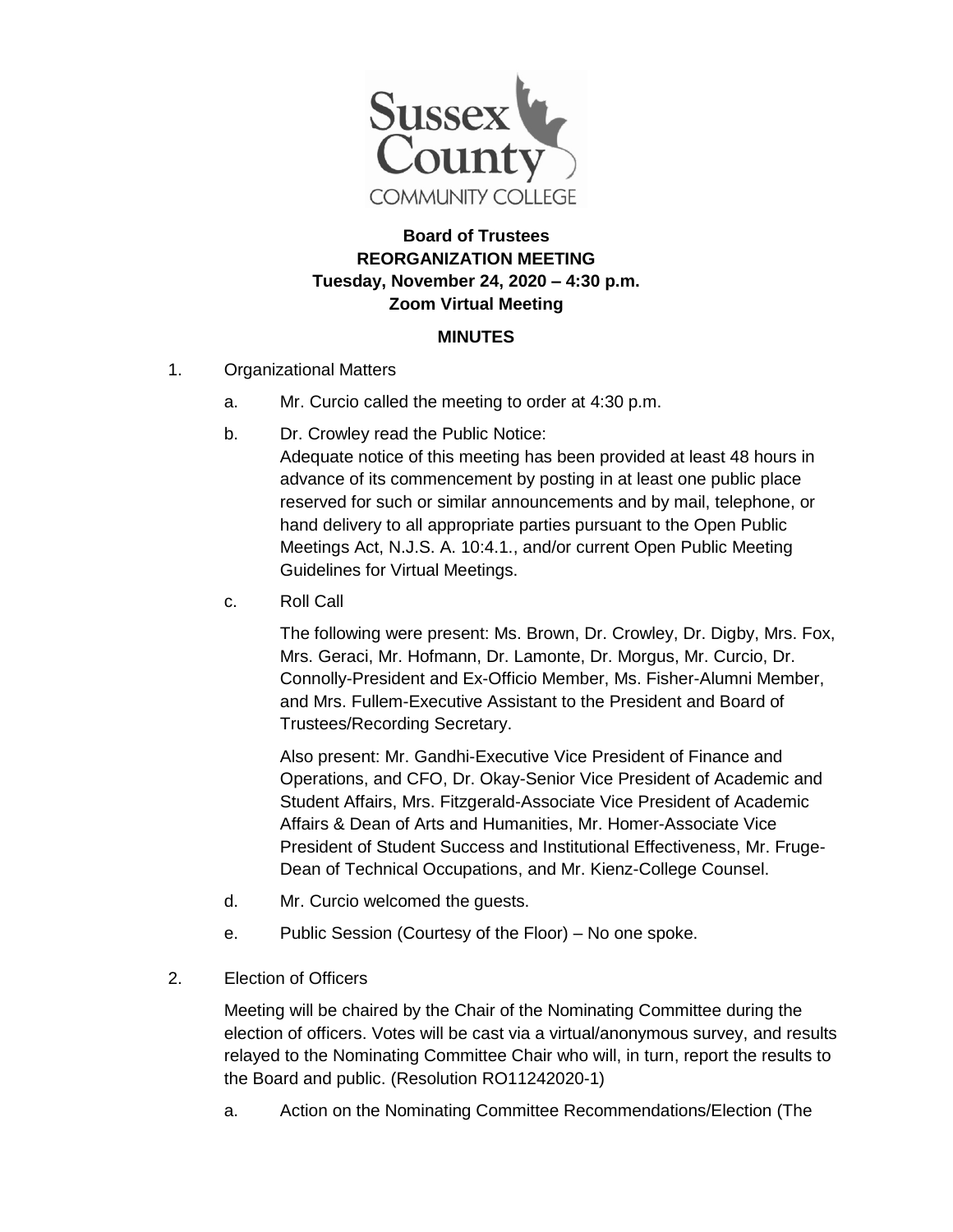**Board of Trustees**
**REORGANIZATION MEETING**
**Tuesday, November 24, 2020 – 4:30 p.m.**
**Zoom Virtual Meeting**

**MINUTES**

1. Organizational Matters

   a. Mr. Curcio called the meeting to order at 4:30 p.m.

   b. Dr. Crowley read the Public Notice:
   Adequate notice of this meeting has been provided at least 48 hours in advance of its commencement by posting in at least one public place reserved for such or similar announcements and by mail, telephone, or hand delivery to all appropriate parties pursuant to the Open Public Meetings Act, N.J.S. A. 10:4.1., and/or current Open Public Meeting Guidelines for Virtual Meetings.

   c. Roll Call

   The following were present: Ms. Brown, Dr. Crowley, Dr. Digby, Mrs. Fox, Mrs. Geraci, Mr. Hofmann, Dr. Lamonte, Dr. Morgus, Mr. Curcio, Dr. Connolly-President and Ex-Officio Member, Ms. Fisher-Alumni Member, and Mrs. Fullem-Executive Assistant to the President and Board of Trustees/Recording Secretary.

   Also present: Mr. Gandhi-Executive Vice President of Finance and Operations, and CFO, Dr. Okay-Senior Vice President of Academic and Student Affairs, Mrs. Fitzgerald-Associate Vice President of Academic Affairs & Dean of Arts and Humanities, Mr. Homer-Associate Vice President of Student Success and Institutional Effectiveness, Mr. Fruge-Dean of Technical Occupations, and Mr. Kienz-College Counsel.

   d. Mr. Curcio welcomed the guests.

   e. Public Session (Courtesy of the Floor) – No one spoke.

2. Election of Officers

   Meeting will be chaired by the Chair of the Nominating Committee during the election of officers. Votes will be cast via a virtual/anonymous survey, and results relayed to the Nominating Committee Chair who will, in turn, report the results to the Board and public. (Resolution RO11242020-1)

   a. Action on the Nominating Committee Recommendations/Election (The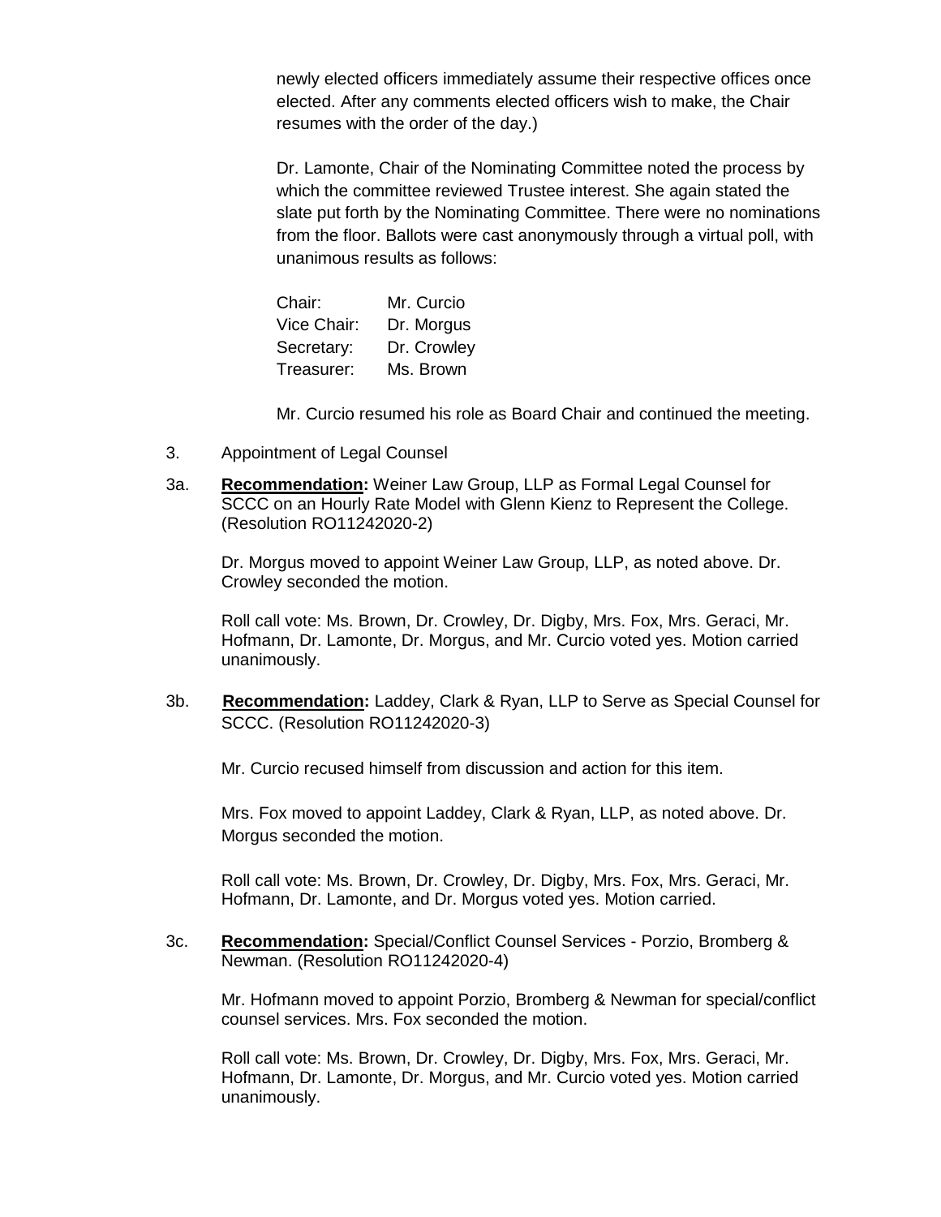newly elected officers immediately assume their respective offices once elected. After any comments elected officers wish to make, the Chair resumes with the order of the day.)

Dr. Lamonte, Chair of the Nominating Committee noted the process by which the committee reviewed Trustee interest. She again stated the slate put forth by the Nominating Committee. There were no nominations from the floor. Ballots were cast anonymously through a virtual poll, with unanimous results as follows:

| | |
|---|---|
| Chair: | Mr. Curcio |
| Vice Chair: | Dr. Morgus |
| Secretary: | Dr. Crowley |
| Treasurer: | Ms. Brown |

Mr. Curcio resumed his role as Board Chair and continued the meeting.

3. Appointment of Legal Counsel

3a. **Recommendation:** Weiner Law Group, LLP as Formal Legal Counsel for SCCC on an Hourly Rate Model with Glenn Kienz to Represent the College. (Resolution RO11242020-2)

Dr. Morgus moved to appoint Weiner Law Group, LLP, as noted above. Dr. Crowley seconded the motion.

Roll call vote: Ms. Brown, Dr. Crowley, Dr. Digby, Mrs. Fox, Mrs. Geraci, Mr. Hofmann, Dr. Lamonte, Dr. Morgus, and Mr. Curcio voted yes. Motion carried unanimously.

3b. **Recommendation:** Laddey, Clark & Ryan, LLP to Serve as Special Counsel for SCCC. (Resolution RO11242020-3)

Mr. Curcio recused himself from discussion and action for this item.

Mrs. Fox moved to appoint Laddey, Clark & Ryan, LLP, as noted above. Dr. Morgus seconded the motion.

Roll call vote: Ms. Brown, Dr. Crowley, Dr. Digby, Mrs. Fox, Mrs. Geraci, Mr. Hofmann, Dr. Lamonte, and Dr. Morgus voted yes. Motion carried.

3c. **Recommendation:** Special/Conflict Counsel Services - Porzio, Bromberg & Newman. (Resolution RO11242020-4)

Mr. Hofmann moved to appoint Porzio, Bromberg & Newman for special/conflict counsel services. Mrs. Fox seconded the motion.

Roll call vote: Ms. Brown, Dr. Crowley, Dr. Digby, Mrs. Fox, Mrs. Geraci, Mr. Hofmann, Dr. Lamonte, Dr. Morgus, and Mr. Curcio voted yes. Motion carried unanimously.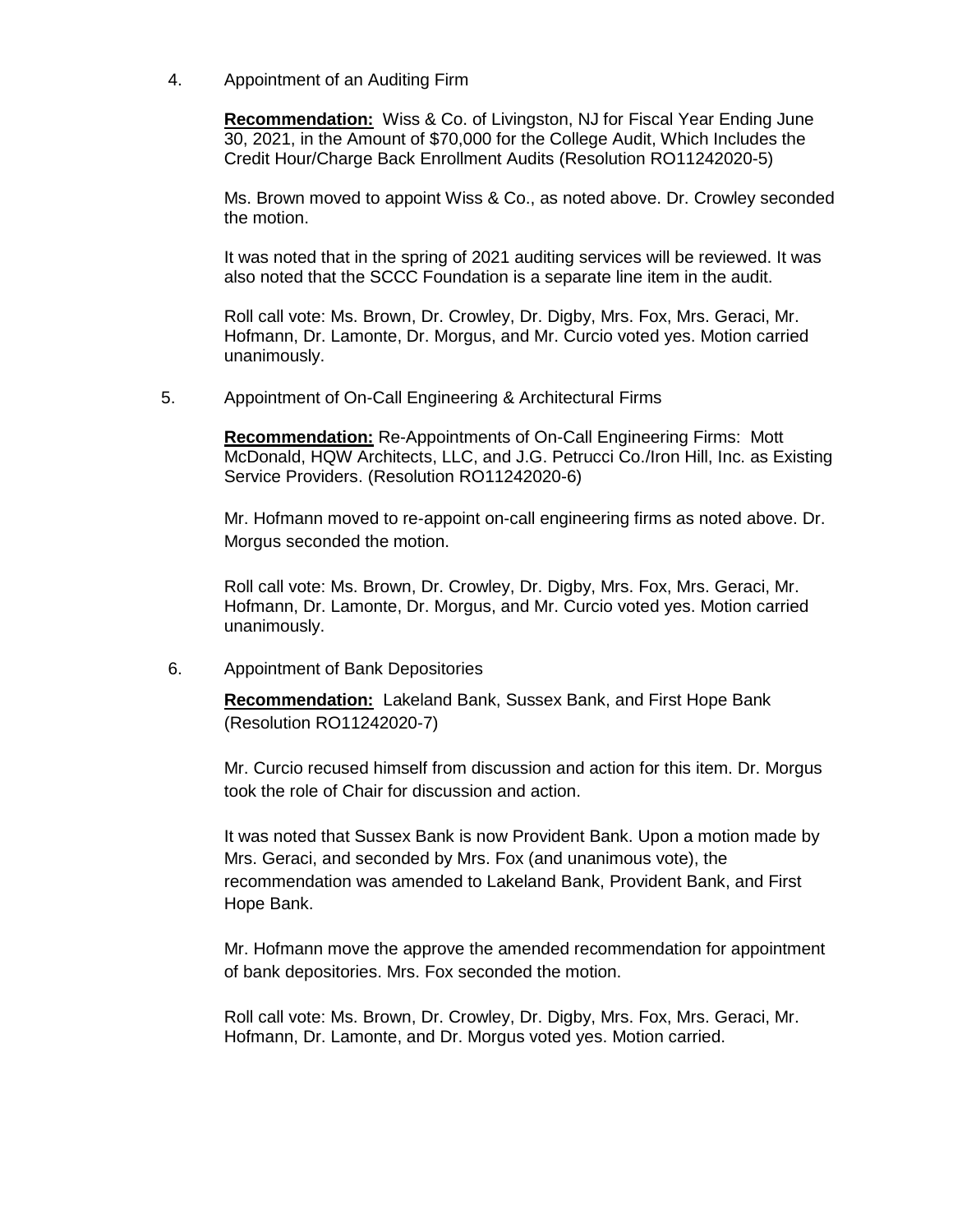4. Appointment of an Auditing Firm

   **Recommendation:** Wiss & Co. of Livingston, NJ for Fiscal Year Ending June 30, 2021, in the Amount of $70,000 for the College Audit, Which Includes the Credit Hour/Charge Back Enrollment Audits (Resolution RO11242020-5)

   Ms. Brown moved to appoint Wiss & Co., as noted above. Dr. Crowley seconded the motion.

   It was noted that in the spring of 2021 auditing services will be reviewed. It was also noted that the SCCC Foundation is a separate line item in the audit.

   Roll call vote: Ms. Brown, Dr. Crowley, Dr. Digby, Mrs. Fox, Mrs. Geraci, Mr. Hofmann, Dr. Lamonte, Dr. Morgus, and Mr. Curcio voted yes. Motion carried unanimously.

5. Appointment of On-Call Engineering & Architectural Firms

   **Recommendation:** Re-Appointments of On-Call Engineering Firms: Mott McDonald, HQW Architects, LLC, and J.G. Petrucci Co./Iron Hill, Inc. as Existing Service Providers. (Resolution RO11242020-6)

   Mr. Hofmann moved to re-appoint on-call engineering firms as noted above. Dr. Morgus seconded the motion.

   Roll call vote: Ms. Brown, Dr. Crowley, Dr. Digby, Mrs. Fox, Mrs. Geraci, Mr. Hofmann, Dr. Lamonte, Dr. Morgus, and Mr. Curcio voted yes. Motion carried unanimously.

6. Appointment of Bank Depositories

   **Recommendation:** Lakeland Bank, Sussex Bank, and First Hope Bank (Resolution RO11242020-7)

   Mr. Curcio recused himself from discussion and action for this item. Dr. Morgus took the role of Chair for discussion and action.

   It was noted that Sussex Bank is now Provident Bank. Upon a motion made by Mrs. Geraci, and seconded by Mrs. Fox (and unanimous vote), the recommendation was amended to Lakeland Bank, Provident Bank, and First Hope Bank.

   Mr. Hofmann move the approve the amended recommendation for appointment of bank depositories. Mrs. Fox seconded the motion.

   Roll call vote: Ms. Brown, Dr. Crowley, Dr. Digby, Mrs. Fox, Mrs. Geraci, Mr. Hofmann, Dr. Lamonte, and Dr. Morgus voted yes. Motion carried.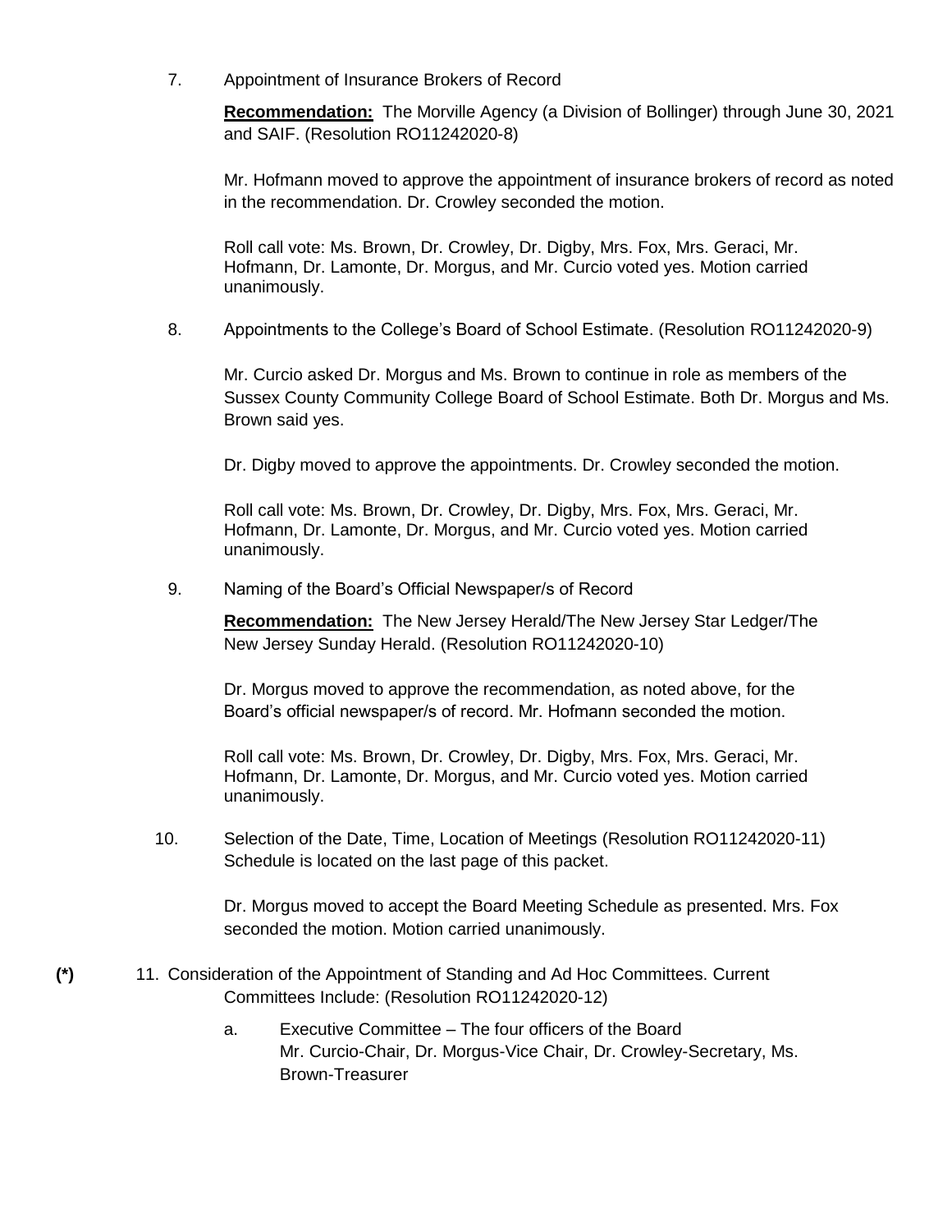7. Appointment of Insurance Brokers of Record

   **Recommendation:** The Morville Agency (a Division of Bollinger) through June 30, 2021 and SAIF. (Resolution RO11242020-8)

   Mr. Hofmann moved to approve the appointment of insurance brokers of record as noted in the recommendation. Dr. Crowley seconded the motion.

   Roll call vote: Ms. Brown, Dr. Crowley, Dr. Digby, Mrs. Fox, Mrs. Geraci, Mr. Hofmann, Dr. Lamonte, Dr. Morgus, and Mr. Curcio voted yes. Motion carried unanimously.

8. Appointments to the College's Board of School Estimate. (Resolution RO11242020-9)

   Mr. Curcio asked Dr. Morgus and Ms. Brown to continue in role as members of the Sussex County Community College Board of School Estimate. Both Dr. Morgus and Ms. Brown said yes.

   Dr. Digby moved to approve the appointments. Dr. Crowley seconded the motion.

   Roll call vote: Ms. Brown, Dr. Crowley, Dr. Digby, Mrs. Fox, Mrs. Geraci, Mr. Hofmann, Dr. Lamonte, Dr. Morgus, and Mr. Curcio voted yes. Motion carried unanimously.

9. Naming of the Board's Official Newspaper/s of Record

   **Recommendation:** The New Jersey Herald/The New Jersey Star Ledger/The New Jersey Sunday Herald. (Resolution RO11242020-10)

   Dr. Morgus moved to approve the recommendation, as noted above, for the Board's official newspaper/s of record. Mr. Hofmann seconded the motion.

   Roll call vote: Ms. Brown, Dr. Crowley, Dr. Digby, Mrs. Fox, Mrs. Geraci, Mr. Hofmann, Dr. Lamonte, Dr. Morgus, and Mr. Curcio voted yes. Motion carried unanimously.

10. Selection of the Date, Time, Location of Meetings (Resolution RO11242020-11) Schedule is located on the last page of this packet.

    Dr. Morgus moved to accept the Board Meeting Schedule as presented. Mrs. Fox seconded the motion. Motion carried unanimously.

**(*)** 11. Consideration of the Appointment of Standing and Ad Hoc Committees. Current Committees Include: (Resolution RO11242020-12)

   a. Executive Committee – The four officers of the Board
      Mr. Curcio-Chair, Dr. Morgus-Vice Chair, Dr. Crowley-Secretary, Ms. Brown-Treasurer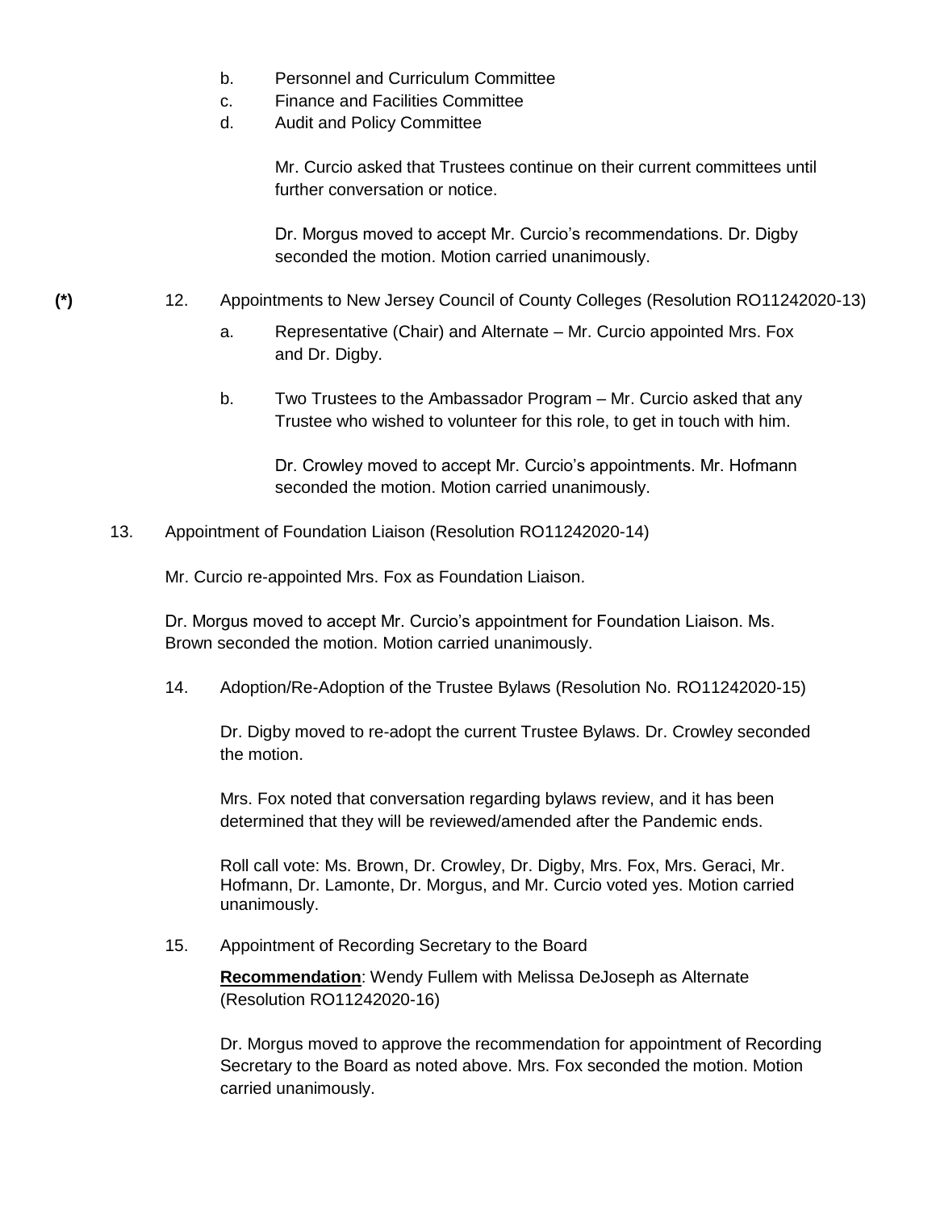b. Personnel and Curriculum Committee
c. Finance and Facilities Committee
d. Audit and Policy Committee

Mr. Curcio asked that Trustees continue on their current committees until further conversation or notice.

Dr. Morgus moved to accept Mr. Curcio's recommendations. Dr. Digby seconded the motion. Motion carried unanimously.

**(*)** 12. Appointments to New Jersey Council of County Colleges (Resolution RO11242020-13)

a. Representative (Chair) and Alternate – Mr. Curcio appointed Mrs. Fox and Dr. Digby.

b. Two Trustees to the Ambassador Program – Mr. Curcio asked that any Trustee who wished to volunteer for this role, to get in touch with him.

Dr. Crowley moved to accept Mr. Curcio's appointments. Mr. Hofmann seconded the motion. Motion carried unanimously.

13. Appointment of Foundation Liaison (Resolution RO11242020-14)

Mr. Curcio re-appointed Mrs. Fox as Foundation Liaison.

Dr. Morgus moved to accept Mr. Curcio's appointment for Foundation Liaison. Ms. Brown seconded the motion. Motion carried unanimously.

14. Adoption/Re-Adoption of the Trustee Bylaws (Resolution No. RO11242020-15)

Dr. Digby moved to re-adopt the current Trustee Bylaws. Dr. Crowley seconded the motion.

Mrs. Fox noted that conversation regarding bylaws review, and it has been determined that they will be reviewed/amended after the Pandemic ends.

Roll call vote: Ms. Brown, Dr. Crowley, Dr. Digby, Mrs. Fox, Mrs. Geraci, Mr. Hofmann, Dr. Lamonte, Dr. Morgus, and Mr. Curcio voted yes. Motion carried unanimously.

15. Appointment of Recording Secretary to the Board

**Recommendation**: Wendy Fullem with Melissa DeJoseph as Alternate (Resolution RO11242020-16)

Dr. Morgus moved to approve the recommendation for appointment of Recording Secretary to the Board as noted above. Mrs. Fox seconded the motion. Motion carried unanimously.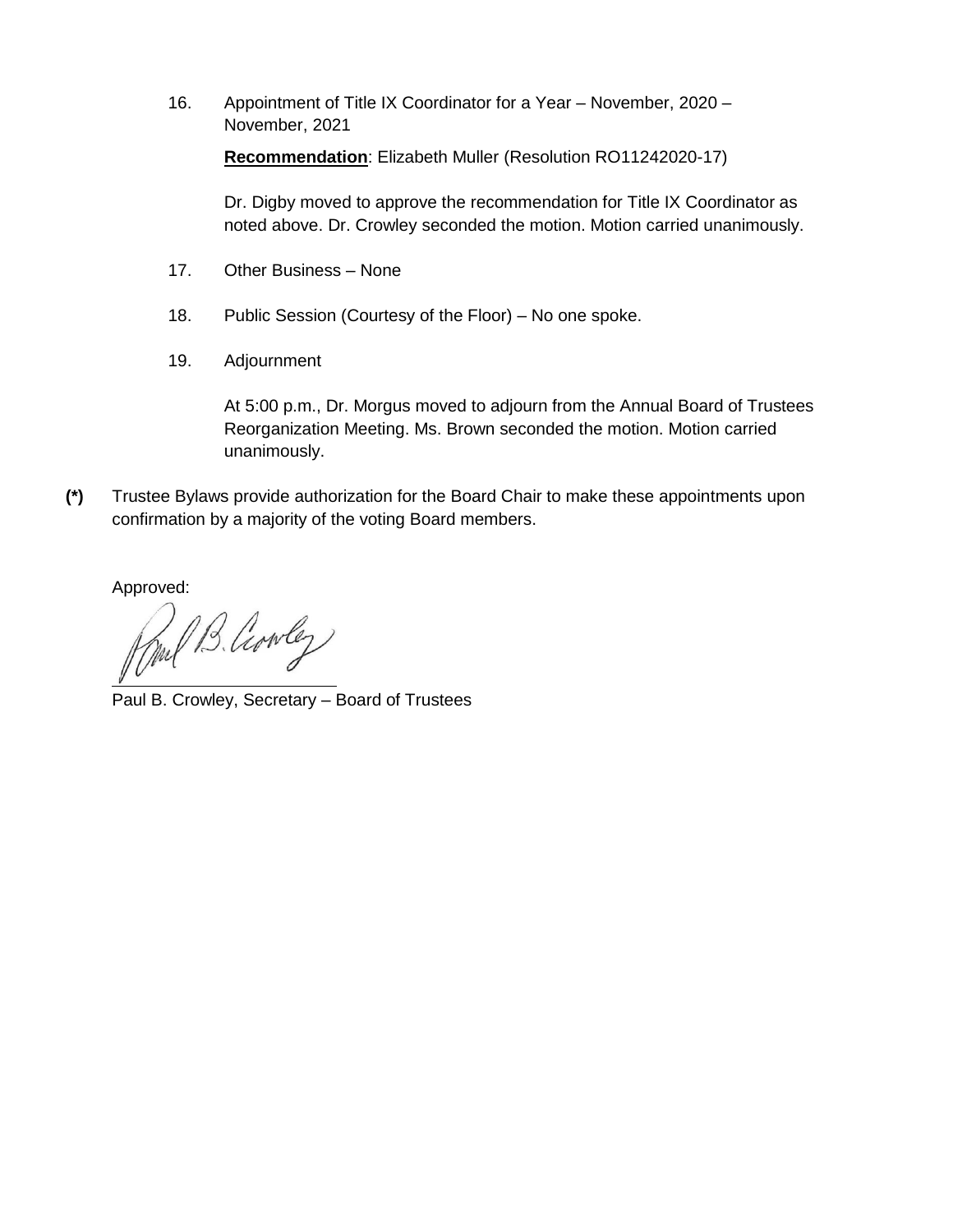16. Appointment of Title IX Coordinator for a Year – November, 2020 – November, 2021

    **Recommendation**: Elizabeth Muller (Resolution RO11242020-17)

    Dr. Digby moved to approve the recommendation for Title IX Coordinator as noted above. Dr. Crowley seconded the motion. Motion carried unanimously.

17. Other Business – None

18. Public Session (Courtesy of the Floor) – No one spoke.

19. Adjournment

    At 5:00 p.m., Dr. Morgus moved to adjourn from the Annual Board of Trustees Reorganization Meeting. Ms. Brown seconded the motion. Motion carried unanimously.

**(*)** Trustee Bylaws provide authorization for the Board Chair to make these appointments upon confirmation by a majority of the voting Board members.

Approved:

Paul B. Crowley

Paul B. Crowley, Secretary – Board of Trustees